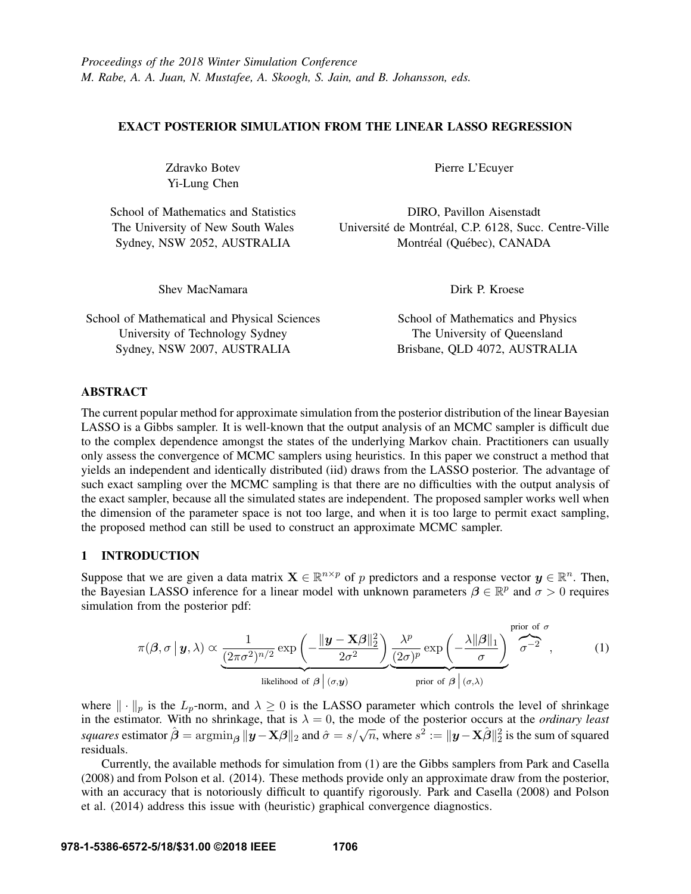*Proceedings of the 2018 Winter Simulation Conference*
*M. Rabe, A. A. Juan, N. Mustafee, A. Skoogh, S. Jain, and B. Johansson, eds.*

# EXACT POSTERIOR SIMULATION FROM THE LINEAR LASSO REGRESSION

Zdravko Botev
Yi-Lung Chen

School of Mathematics and Statistics
The University of New South Wales
Sydney, NSW 2052, AUSTRALIA

Pierre L'Ecuyer

DIRO, Pavillon Aisenstadt
Université de Montréal, C.P. 6128, Succ. Centre-Ville
Montréal (Québec), CANADA

Shev MacNamara

School of Mathematical and Physical Sciences
University of Technology Sydney
Sydney, NSW 2007, AUSTRALIA

Dirk P. Kroese

School of Mathematics and Physics
The University of Queensland
Brisbane, QLD 4072, AUSTRALIA

## ABSTRACT

The current popular method for approximate simulation from the posterior distribution of the linear Bayesian LASSO is a Gibbs sampler. It is well-known that the output analysis of an MCMC sampler is difficult due to the complex dependence amongst the states of the underlying Markov chain. Practitioners can usually only assess the convergence of MCMC samplers using heuristics. In this paper we construct a method that yields an independent and identically distributed (iid) draws from the LASSO posterior. The advantage of such exact sampling over the MCMC sampling is that there are no difficulties with the output analysis of the exact sampler, because all the simulated states are independent. The proposed sampler works well when the dimension of the parameter space is not too large, and when it is too large to permit exact sampling, the proposed method can still be used to construct an approximate MCMC sampler.

## 1 INTRODUCTION

Suppose that we are given a data matrix $\mathbf{X} \in \mathbb{R}^{n \times p}$ of $p$ predictors and a response vector $\boldsymbol{y} \in \mathbb{R}^n$. Then, the Bayesian LASSO inference for a linear model with unknown parameters $\boldsymbol{\beta} \in \mathbb{R}^p$ and $\sigma > 0$ requires simulation from the posterior pdf:

$$\pi(\boldsymbol{\beta}, \sigma \,|\, \boldsymbol{y}, \lambda) \propto \underbrace{\frac{1}{(2\pi\sigma^2)^{n/2}} \exp\left(-\frac{\|\boldsymbol{y} - \mathbf{X}\boldsymbol{\beta}\|_2^2}{2\sigma^2}\right)}_{\text{likelihood of } \boldsymbol{\beta} \,|\, (\sigma, \boldsymbol{y})} \underbrace{\frac{\lambda^p}{(2\sigma)^p} \exp\left(-\frac{\lambda\|\boldsymbol{\beta}\|_1}{\sigma}\right)}_{\text{prior of } \boldsymbol{\beta} \,|\, (\sigma, \lambda)} \overbrace{\sigma^{-2}}^{\text{prior of } \sigma}, \tag{1}$$

where $\|\cdot\|_p$ is the $L_p$-norm, and $\lambda \geq 0$ is the LASSO parameter which controls the level of shrinkage in the estimator. With no shrinkage, that is $\lambda = 0$, the mode of the posterior occurs at the *ordinary least squares* estimator $\hat{\boldsymbol{\beta}} = \operatorname{argmin}_{\boldsymbol{\beta}} \|\boldsymbol{y} - \mathbf{X}\boldsymbol{\beta}\|_2$ and $\hat{\sigma} = s/\sqrt{n}$, where $s^2 := \|\boldsymbol{y} - \mathbf{X}\hat{\boldsymbol{\beta}}\|_2^2$ is the sum of squared residuals.

Currently, the available methods for simulation from (1) are the Gibbs samplers from Park and Casella (2008) and from Polson et al. (2014). These methods provide only an approximate draw from the posterior, with an accuracy that is notoriously difficult to quantify rigorously. Park and Casella (2008) and Polson et al. (2014) address this issue with (heuristic) graphical convergence diagnostics.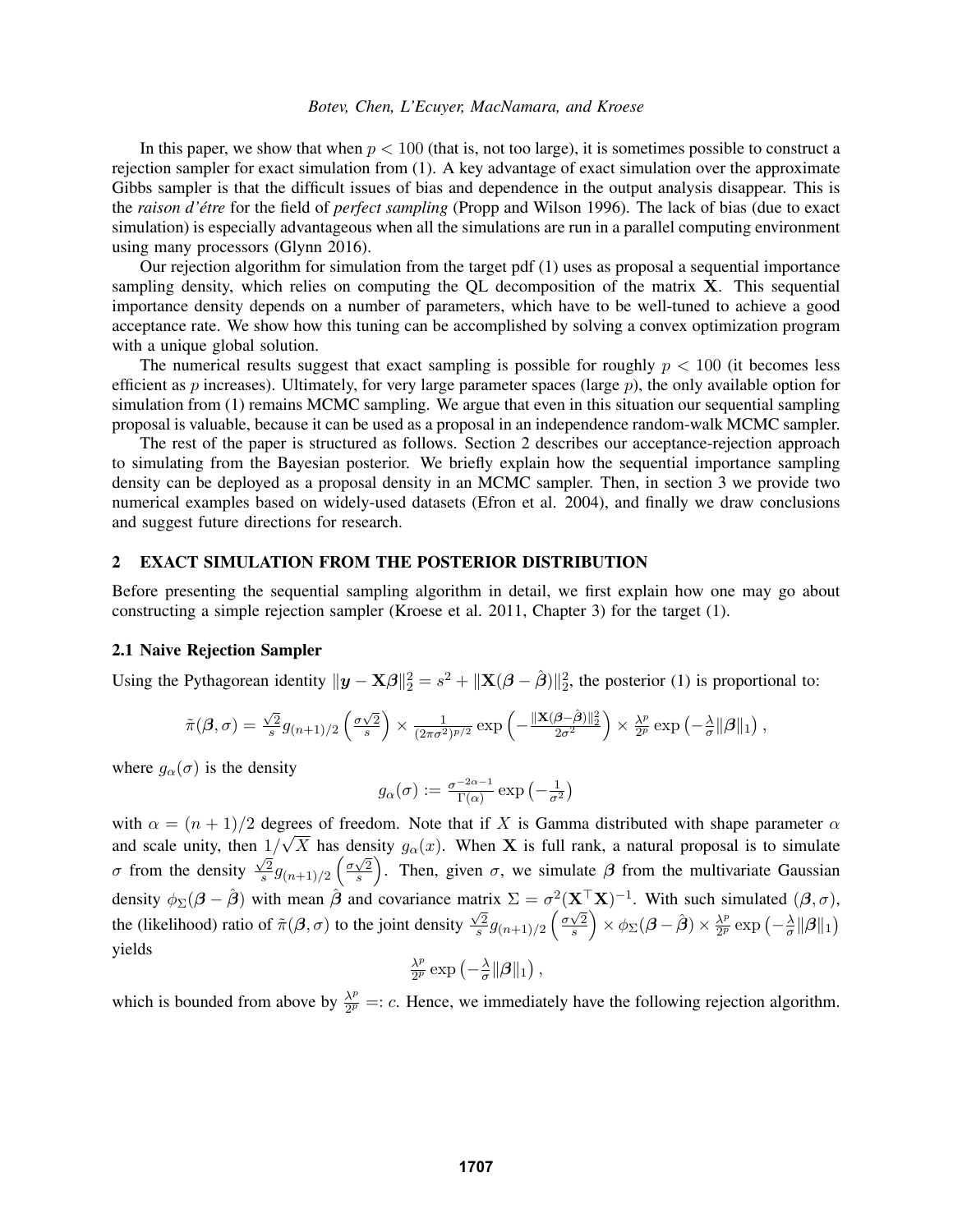In this paper, we show that when $p < 100$ (that is, not too large), it is sometimes possible to construct a rejection sampler for exact simulation from (1). A key advantage of exact simulation over the approximate Gibbs sampler is that the difficult issues of bias and dependence in the output analysis disappear. This is the *raison d'étre* for the field of *perfect sampling* (Propp and Wilson 1996). The lack of bias (due to exact simulation) is especially advantageous when all the simulations are run in a parallel computing environment using many processors (Glynn 2016).

Our rejection algorithm for simulation from the target pdf (1) uses as proposal a sequential importance sampling density, which relies on computing the QL decomposition of the matrix $\mathbf{X}$. This sequential importance density depends on a number of parameters, which have to be well-tuned to achieve a good acceptance rate. We show how this tuning can be accomplished by solving a convex optimization program with a unique global solution.

The numerical results suggest that exact sampling is possible for roughly $p < 100$ (it becomes less efficient as $p$ increases). Ultimately, for very large parameter spaces (large $p$), the only available option for simulation from (1) remains MCMC sampling. We argue that even in this situation our sequential sampling proposal is valuable, because it can be used as a proposal in an independence random-walk MCMC sampler.

The rest of the paper is structured as follows. Section 2 describes our acceptance-rejection approach to simulating from the Bayesian posterior. We briefly explain how the sequential importance sampling density can be deployed as a proposal density in an MCMC sampler. Then, in section 3 we provide two numerical examples based on widely-used datasets (Efron et al. 2004), and finally we draw conclusions and suggest future directions for research.

## 2 EXACT SIMULATION FROM THE POSTERIOR DISTRIBUTION

Before presenting the sequential sampling algorithm in detail, we first explain how one may go about constructing a simple rejection sampler (Kroese et al. 2011, Chapter 3) for the target (1).

### 2.1 Naive Rejection Sampler

Using the Pythagorean identity $\|\boldsymbol{y} - \mathbf{X}\boldsymbol{\beta}\|_2^2 = s^2 + \|\mathbf{X}(\boldsymbol{\beta} - \hat{\boldsymbol{\beta}})\|_2^2$, the posterior (1) is proportional to:

$$\tilde{\pi}(\boldsymbol{\beta}, \sigma) = \tfrac{\sqrt{2}}{s} g_{(n+1)/2}\left(\tfrac{\sigma\sqrt{2}}{s}\right) \times \tfrac{1}{(2\pi\sigma^2)^{p/2}} \exp\left(-\tfrac{\|\mathbf{X}(\boldsymbol{\beta}-\hat{\boldsymbol{\beta}})\|_2^2}{2\sigma^2}\right) \times \tfrac{\lambda^p}{2^p} \exp\left(-\tfrac{\lambda}{\sigma}\|\boldsymbol{\beta}\|_1\right),$$

where $g_\alpha(\sigma)$ is the density

$$g_\alpha(\sigma) := \tfrac{\sigma^{-2\alpha-1}}{\Gamma(\alpha)} \exp\left(-\tfrac{1}{\sigma^2}\right)$$

with $\alpha = (n+1)/2$ degrees of freedom. Note that if $X$ is Gamma distributed with shape parameter $\alpha$ and scale unity, then $1/\sqrt{X}$ has density $g_\alpha(x)$. When $\mathbf{X}$ is full rank, a natural proposal is to simulate $\sigma$ from the density $\frac{\sqrt{2}}{s} g_{(n+1)/2}\left(\frac{\sigma\sqrt{2}}{s}\right)$. Then, given $\sigma$, we simulate $\boldsymbol{\beta}$ from the multivariate Gaussian density $\phi_\Sigma(\boldsymbol{\beta} - \hat{\boldsymbol{\beta}})$ with mean $\hat{\boldsymbol{\beta}}$ and covariance matrix $\Sigma = \sigma^2(\mathbf{X}^\top\mathbf{X})^{-1}$. With such simulated $(\boldsymbol{\beta}, \sigma)$, the (likelihood) ratio of $\tilde{\pi}(\boldsymbol{\beta}, \sigma)$ to the joint density $\frac{\sqrt{2}}{s} g_{(n+1)/2}\left(\frac{\sigma\sqrt{2}}{s}\right) \times \phi_\Sigma(\boldsymbol{\beta} - \hat{\boldsymbol{\beta}}) \times \frac{\lambda^p}{2^p} \exp\left(-\frac{\lambda}{\sigma}\|\boldsymbol{\beta}\|_1\right)$ yields

$$\tfrac{\lambda^p}{2^p} \exp\left(-\tfrac{\lambda}{\sigma}\|\boldsymbol{\beta}\|_1\right),$$

which is bounded from above by $\frac{\lambda^p}{2^p} =: c$. Hence, we immediately have the following rejection algorithm.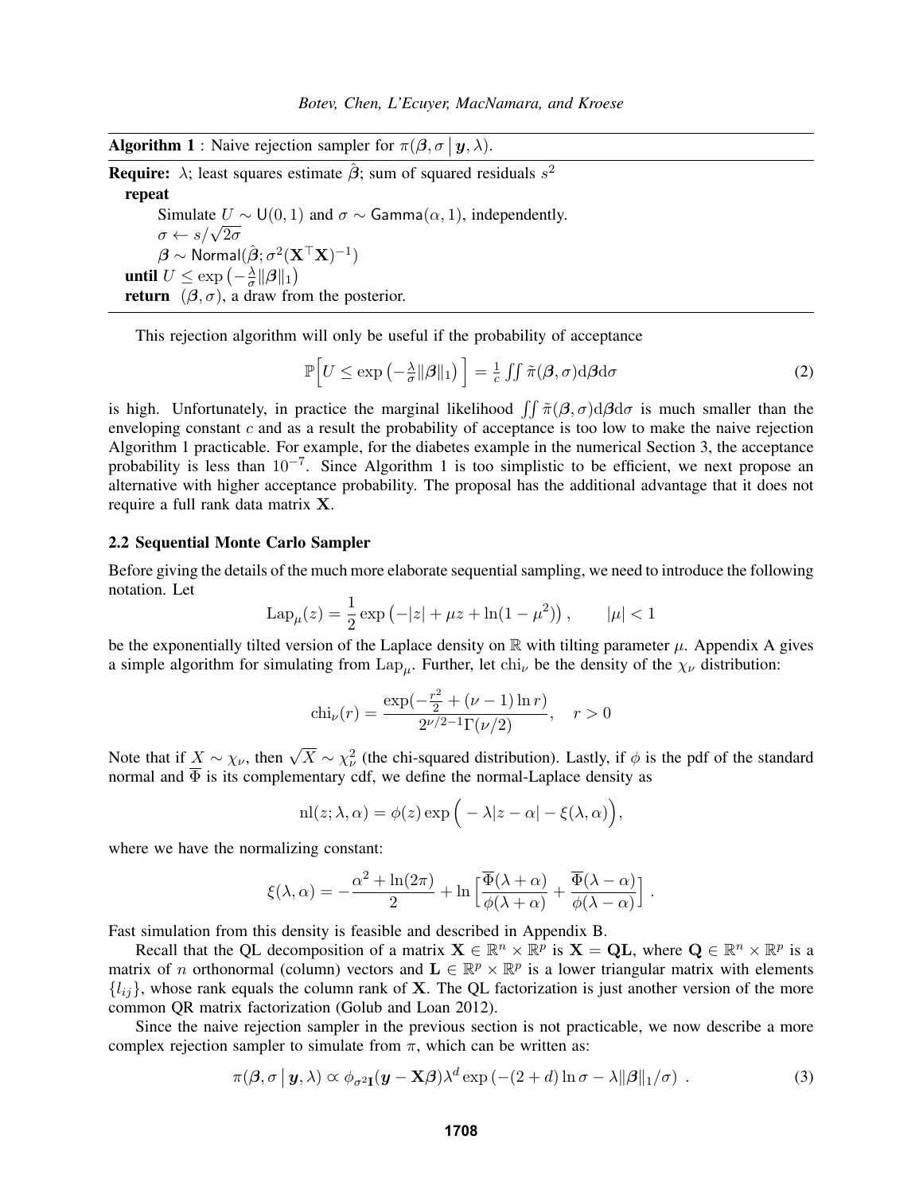**Algorithm 1** : Naive rejection sampler for $\pi(\boldsymbol{\beta}, \sigma \,|\, \boldsymbol{y}, \lambda)$.

**Require:** $\lambda$; least squares estimate $\hat{\boldsymbol{\beta}}$; sum of squared residuals $s^2$

**repeat**

  Simulate $U \sim \mathsf{U}(0,1)$ and $\sigma \sim \mathsf{Gamma}(\alpha, 1)$, independently.

  $\sigma \leftarrow s/\sqrt{2\sigma}$

  $\boldsymbol{\beta} \sim \mathsf{Normal}(\hat{\boldsymbol{\beta}}; \sigma^2(\mathbf{X}^\top \mathbf{X})^{-1})$

**until** $U \leq \exp\left(-\frac{\lambda}{\sigma}\|\boldsymbol{\beta}\|_1\right)$

**return** $(\boldsymbol{\beta}, \sigma)$, a draw from the posterior.

This rejection algorithm will only be useful if the probability of acceptance

$$\mathbb{P}\Big[U \leq \exp\left(-\tfrac{\lambda}{\sigma}\|\boldsymbol{\beta}\|_1\right)\Big] = \tfrac{1}{c}\iint \tilde{\pi}(\boldsymbol{\beta}, \sigma)\mathrm{d}\boldsymbol{\beta}\mathrm{d}\sigma \tag{2}$$

is high. Unfortunately, in practice the marginal likelihood $\iint \tilde{\pi}(\boldsymbol{\beta}, \sigma)\mathrm{d}\boldsymbol{\beta}\mathrm{d}\sigma$ is much smaller than the enveloping constant $c$ and as a result the probability of acceptance is too low to make the naive rejection Algorithm 1 practicable. For example, for the diabetes example in the numerical Section 3, the acceptance probability is less than $10^{-7}$. Since Algorithm 1 is too simplistic to be efficient, we next propose an alternative with higher acceptance probability. The proposal has the additional advantage that it does not require a full rank data matrix $\mathbf{X}$.

### 2.2 Sequential Monte Carlo Sampler

Before giving the details of the much more elaborate sequential sampling, we need to introduce the following notation. Let

$$\mathrm{Lap}_\mu(z) = \frac{1}{2}\exp\left(-|z| + \mu z + \ln(1-\mu^2)\right), \qquad |\mu| < 1$$

be the exponentially tilted version of the Laplace density on $\mathbb{R}$ with tilting parameter $\mu$. Appendix A gives a simple algorithm for simulating from $\mathrm{Lap}_\mu$. Further, let $\mathrm{chi}_\nu$ be the density of the $\chi_\nu$ distribution:

$$\mathrm{chi}_\nu(r) = \frac{\exp(-\frac{r^2}{2} + (\nu-1)\ln r)}{2^{\nu/2-1}\Gamma(\nu/2)}, \quad r > 0$$

Note that if $X \sim \chi_\nu$, then $\sqrt{X} \sim \chi^2_\nu$ (the chi-squared distribution). Lastly, if $\phi$ is the pdf of the standard normal and $\overline{\Phi}$ is its complementary cdf, we define the normal-Laplace density as

$$\mathrm{nl}(z; \lambda, \alpha) = \phi(z)\exp\Big(-\lambda|z-\alpha| - \xi(\lambda, \alpha)\Big),$$

where we have the normalizing constant:

$$\xi(\lambda, \alpha) = -\frac{\alpha^2 + \ln(2\pi)}{2} + \ln\Big[\frac{\overline{\Phi}(\lambda+\alpha)}{\phi(\lambda+\alpha)} + \frac{\overline{\Phi}(\lambda-\alpha)}{\phi(\lambda-\alpha)}\Big]\,.$$

Fast simulation from this density is feasible and described in Appendix B.

Recall that the QL decomposition of a matrix $\mathbf{X} \in \mathbb{R}^n \times \mathbb{R}^p$ is $\mathbf{X} = \mathbf{QL}$, where $\mathbf{Q} \in \mathbb{R}^n \times \mathbb{R}^p$ is a matrix of $n$ orthonormal (column) vectors and $\mathbf{L} \in \mathbb{R}^p \times \mathbb{R}^p$ is a lower triangular matrix with elements $\{l_{ij}\}$, whose rank equals the column rank of $\mathbf{X}$. The QL factorization is just another version of the more common QR matrix factorization (Golub and Loan 2012).

Since the naive rejection sampler in the previous section is not practicable, we now describe a more complex rejection sampler to simulate from $\pi$, which can be written as:

$$\pi(\boldsymbol{\beta}, \sigma \,|\, \boldsymbol{y}, \lambda) \propto \phi_{\sigma^2\mathbf{I}}(\boldsymbol{y} - \mathbf{X}\boldsymbol{\beta})\lambda^d \exp\left(-(2+d)\ln\sigma - \lambda\|\boldsymbol{\beta}\|_1/\sigma\right)\,. \tag{3}$$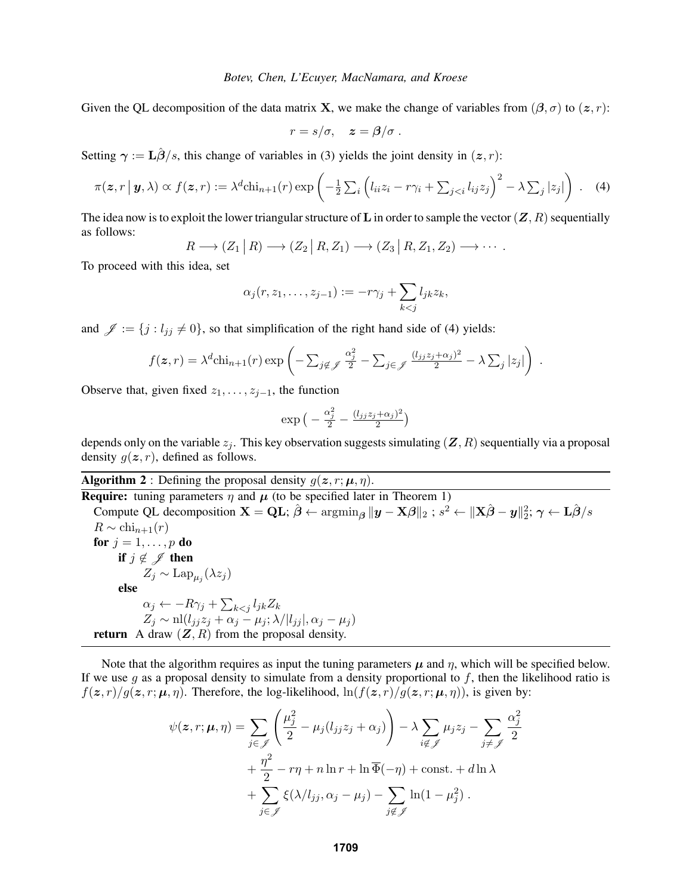Given the QL decomposition of the data matrix $\mathbf{X}$, we make the change of variables from $(\boldsymbol{\beta}, \sigma)$ to $(\boldsymbol{z}, r)$:

$$r = s/\sigma, \quad \boldsymbol{z} = \boldsymbol{\beta}/\sigma \; .$$

Setting $\boldsymbol{\gamma} := \mathbf{L}\hat{\boldsymbol{\beta}}/s$, this change of variables in (3) yields the joint density in $(\boldsymbol{z}, r)$:

$$\pi(\boldsymbol{z}, r \,|\, \boldsymbol{y}, \lambda) \propto f(\boldsymbol{z}, r) := \lambda^d \mathrm{chi}_{n+1}(r) \exp\left( -\tfrac{1}{2} \textstyle\sum_i \left( l_{ii} z_i - r\gamma_i + \sum_{j<i} l_{ij} z_j \right)^2 - \lambda \sum_j |z_j| \right) \; . \quad (4)$$

The idea now is to exploit the lower triangular structure of $\mathbf{L}$ in order to sample the vector $(\boldsymbol{Z}, R)$ sequentially as follows:

$$R \longrightarrow (Z_1 \,|\, R) \longrightarrow (Z_2 \,|\, R, Z_1) \longrightarrow (Z_3 \,|\, R, Z_1, Z_2) \longrightarrow \cdots \; .$$

To proceed with this idea, set

$$\alpha_j(r, z_1, \ldots, z_{j-1}) := -r\gamma_j + \sum_{k<j} l_{jk} z_k,$$

and $\mathscr{J} := \{j : l_{jj} \neq 0\}$, so that simplification of the right hand side of (4) yields:

$$f(\boldsymbol{z}, r) = \lambda^d \mathrm{chi}_{n+1}(r) \exp\left( -\textstyle\sum_{j \notin \mathscr{J}} \frac{\alpha_j^2}{2} - \sum_{j \in \mathscr{J}} \frac{(l_{jj} z_j + \alpha_j)^2}{2} - \lambda \sum_j |z_j| \right) \; .$$

Observe that, given fixed $z_1, \ldots, z_{j-1}$, the function

$$\exp\left( -\tfrac{\alpha_j^2}{2} - \tfrac{(l_{jj} z_j + \alpha_j)^2}{2} \right)$$

depends only on the variable $z_j$. This key observation suggests simulating $(\boldsymbol{Z}, R)$ sequentially via a proposal density $g(\boldsymbol{z}, r)$, defined as follows.

**Algorithm 2** : Defining the proposal density $g(\boldsymbol{z}, r; \boldsymbol{\mu}, \eta)$.

```
Require: tuning parameters η and μ (to be specified later in Theorem 1)
  Compute QL decomposition X = QL; β̂ ← argmin_β ‖y − Xβ‖_2 ; s² ← ‖Xβ̂ − y‖²_2; γ ← Lβ̂/s
  R ~ chi_{n+1}(r)
  for j = 1, ..., p do
      if j ∉ 𝒥 then
          Z_j ~ Lap_{μ_j}(λ z_j)
      else
          α_j ← −R γ_j + Σ_{k<j} l_{jk} Z_k
          Z_j ~ nl(l_{jj} z_j + α_j − μ_j; λ/|l_{jj}|, α_j − μ_j)
  return A draw (Z, R) from the proposal density.
```

Note that the algorithm requires as input the tuning parameters $\boldsymbol{\mu}$ and $\eta$, which will be specified below. If we use $g$ as a proposal density to simulate from a density proportional to $f$, then the likelihood ratio is $f(\boldsymbol{z}, r)/g(\boldsymbol{z}, r; \boldsymbol{\mu}, \eta)$. Therefore, the log-likelihood, $\ln(f(\boldsymbol{z}, r)/g(\boldsymbol{z}, r; \boldsymbol{\mu}, \eta))$, is given by:

$$\begin{aligned}
\psi(\boldsymbol{z}, r; \boldsymbol{\mu}, \eta) = & \sum_{j \in \mathscr{J}} \left( \frac{\mu_j^2}{2} - \mu_j (l_{jj} z_j + \alpha_j) \right) - \lambda \sum_{i \notin \mathscr{J}} \mu_j z_j - \sum_{j \neq \mathscr{J}} \frac{\alpha_j^2}{2} \\
& + \frac{\eta^2}{2} - r\eta + n \ln r + \ln \overline{\Phi}(-\eta) + \text{const.} + d \ln \lambda \\
& + \sum_{j \in \mathscr{J}} \xi(\lambda/l_{jj}, \alpha_j - \mu_j) - \sum_{j \notin \mathscr{J}} \ln(1 - \mu_j^2) \; .
\end{aligned}$$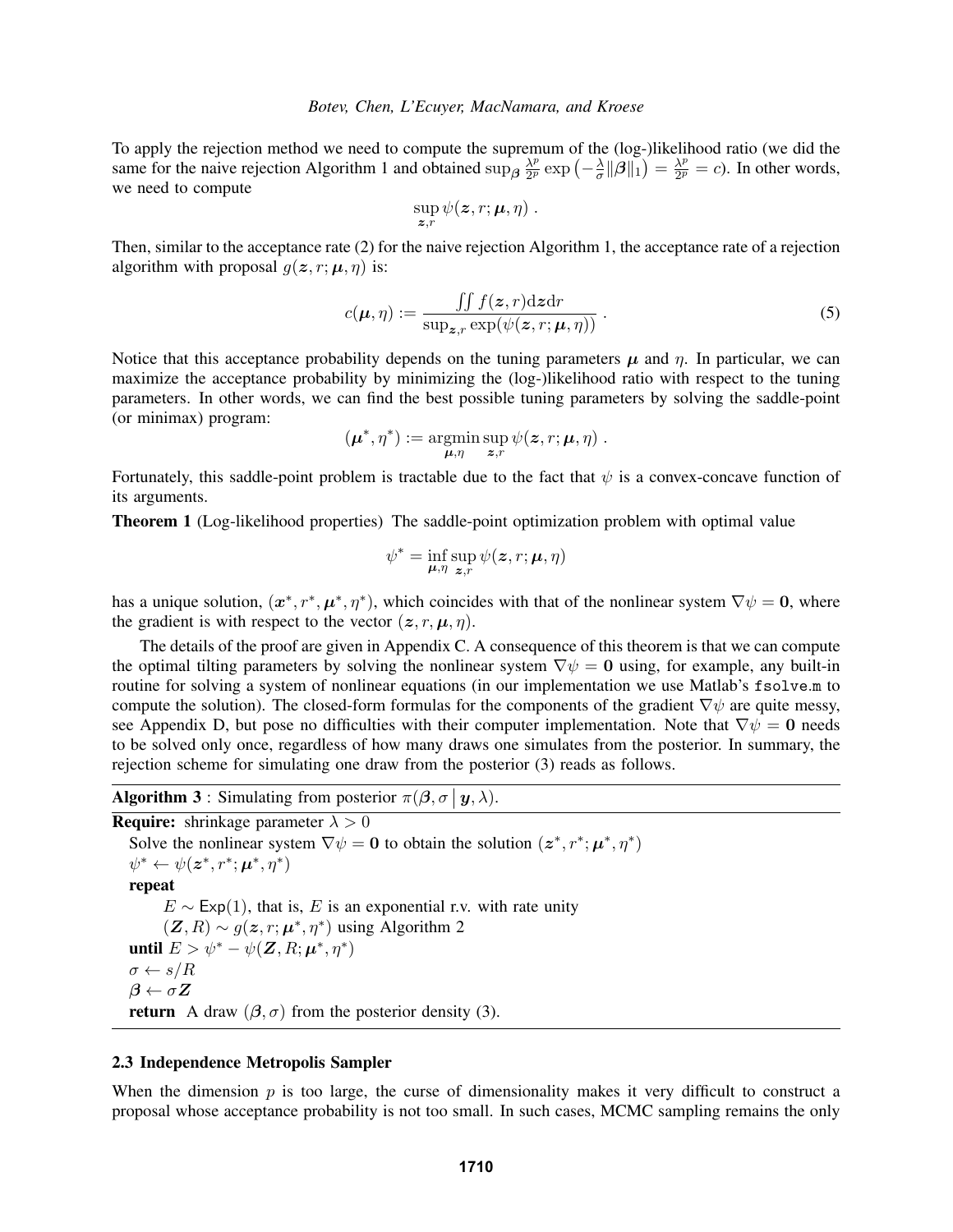To apply the rejection method we need to compute the supremum of the (log-)likelihood ratio (we did the same for the naive rejection Algorithm 1 and obtained $\sup_{\boldsymbol{\beta}} \frac{\lambda^p}{2^p} \exp\left(-\frac{\lambda}{\sigma}\|\boldsymbol{\beta}\|_1\right) = \frac{\lambda^p}{2^p} = c$). In other words, we need to compute

$$\sup_{\boldsymbol{z},r} \psi(\boldsymbol{z}, r; \boldsymbol{\mu}, \eta) \ .$$

Then, similar to the acceptance rate (2) for the naive rejection Algorithm 1, the acceptance rate of a rejection algorithm with proposal $g(\boldsymbol{z}, r; \boldsymbol{\mu}, \eta)$ is:

$$c(\boldsymbol{\mu}, \eta) := \frac{\iint f(\boldsymbol{z}, r) \mathrm{d}\boldsymbol{z} \mathrm{d}r}{\sup_{\boldsymbol{z},r} \exp(\psi(\boldsymbol{z}, r; \boldsymbol{\mu}, \eta))} \ . \tag{5}$$

Notice that this acceptance probability depends on the tuning parameters $\boldsymbol{\mu}$ and $\eta$. In particular, we can maximize the acceptance probability by minimizing the (log-)likelihood ratio with respect to the tuning parameters. In other words, we can find the best possible tuning parameters by solving the saddle-point (or minimax) program:

$$(\boldsymbol{\mu}^*, \eta^*) := \operatorname*{argmin}_{\boldsymbol{\mu},\eta} \sup_{\boldsymbol{z},r} \psi(\boldsymbol{z}, r; \boldsymbol{\mu}, \eta) \ .$$

Fortunately, this saddle-point problem is tractable due to the fact that $\psi$ is a convex-concave function of its arguments.

**Theorem 1** (Log-likelihood properties) The saddle-point optimization problem with optimal value

$$\psi^* = \inf_{\boldsymbol{\mu},\eta} \sup_{\boldsymbol{z},r} \psi(\boldsymbol{z}, r; \boldsymbol{\mu}, \eta)$$

has a unique solution, $(\boldsymbol{x}^*, r^*, \boldsymbol{\mu}^*, \eta^*)$, which coincides with that of the nonlinear system $\nabla\psi = \mathbf{0}$, where the gradient is with respect to the vector $(\boldsymbol{z}, r, \boldsymbol{\mu}, \eta)$.

The details of the proof are given in Appendix C. A consequence of this theorem is that we can compute the optimal tilting parameters by solving the nonlinear system $\nabla\psi = \mathbf{0}$ using, for example, any built-in routine for solving a system of nonlinear equations (in our implementation we use Matlab's `fsolve.m` to compute the solution). The closed-form formulas for the components of the gradient $\nabla\psi$ are quite messy, see Appendix D, but pose no difficulties with their computer implementation. Note that $\nabla\psi = \mathbf{0}$ needs to be solved only once, regardless of how many draws one simulates from the posterior. In summary, the rejection scheme for simulating one draw from the posterior (3) reads as follows.

**Algorithm 3** : Simulating from posterior $\pi(\boldsymbol{\beta}, \sigma \,|\, \boldsymbol{y}, \lambda)$.

**Require:** shrinkage parameter $\lambda > 0$

Solve the nonlinear system $\nabla\psi = \mathbf{0}$ to obtain the solution $(\boldsymbol{z}^*, r^*; \boldsymbol{\mu}^*, \eta^*)$

$\psi^* \leftarrow \psi(\boldsymbol{z}^*, r^*; \boldsymbol{\mu}^*, \eta^*)$

**repeat**

  $E \sim \mathsf{Exp}(1)$, that is, $E$ is an exponential r.v. with rate unity

  $(\boldsymbol{Z}, R) \sim g(\boldsymbol{z}, r; \boldsymbol{\mu}^*, \eta^*)$ using Algorithm 2

**until** $E > \psi^* - \psi(\boldsymbol{Z}, R; \boldsymbol{\mu}^*, \eta^*)$

$\sigma \leftarrow s/R$

$\boldsymbol{\beta} \leftarrow \sigma \boldsymbol{Z}$

**return** A draw $(\boldsymbol{\beta}, \sigma)$ from the posterior density (3).

### 2.3 Independence Metropolis Sampler

When the dimension $p$ is too large, the curse of dimensionality makes it very difficult to construct a proposal whose acceptance probability is not too small. In such cases, MCMC sampling remains the only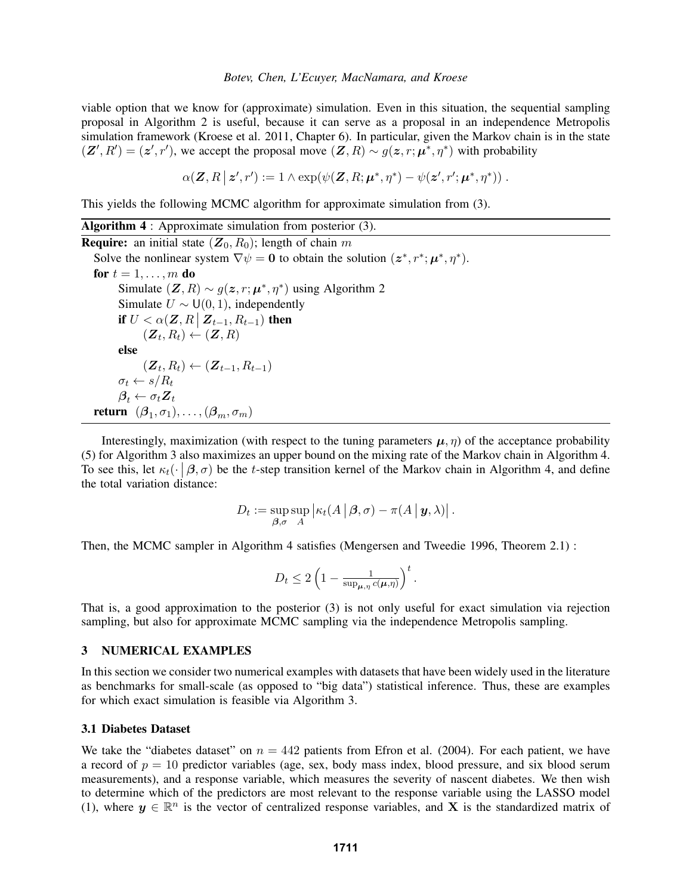viable option that we know for (approximate) simulation. Even in this situation, the sequential sampling proposal in Algorithm 2 is useful, because it can serve as a proposal in an independence Metropolis simulation framework (Kroese et al. 2011, Chapter 6). In particular, given the Markov chain is in the state $(\boldsymbol{Z}', R') = (\boldsymbol{z}', r')$, we accept the proposal move $(\boldsymbol{Z}, R) \sim g(\boldsymbol{z}, r; \boldsymbol{\mu}^*, \eta^*)$ with probability

$$\alpha(\boldsymbol{Z}, R \,|\, \boldsymbol{z}', r') := 1 \wedge \exp(\psi(\boldsymbol{Z}, R; \boldsymbol{\mu}^*, \eta^*) - \psi(\boldsymbol{z}', r'; \boldsymbol{\mu}^*, \eta^*)) \, .$$

This yields the following MCMC algorithm for approximate simulation from (3).

---

**Algorithm 4** : Approximate simulation from posterior (3).

---

**Require:** an initial state $(\boldsymbol{Z}_0, R_0)$; length of chain $m$

Solve the nonlinear system $\nabla\psi = \boldsymbol{0}$ to obtain the solution $(\boldsymbol{z}^*, r^*; \boldsymbol{\mu}^*, \eta^*)$.

**for** $t = 1, \ldots, m$ **do**

  Simulate $(\boldsymbol{Z}, R) \sim g(\boldsymbol{z}, r; \boldsymbol{\mu}^*, \eta^*)$ using Algorithm 2

  Simulate $U \sim \mathsf{U}(0, 1)$, independently

  **if** $U < \alpha(\boldsymbol{Z}, R \,|\, \boldsymbol{Z}_{t-1}, R_{t-1})$ **then**

    $(\boldsymbol{Z}_t, R_t) \leftarrow (\boldsymbol{Z}, R)$

  **else**

    $(\boldsymbol{Z}_t, R_t) \leftarrow (\boldsymbol{Z}_{t-1}, R_{t-1})$

  $\sigma_t \leftarrow s/R_t$

  $\boldsymbol{\beta}_t \leftarrow \sigma_t \boldsymbol{Z}_t$

**return** $(\boldsymbol{\beta}_1, \sigma_1), \ldots, (\boldsymbol{\beta}_m, \sigma_m)$

---

Interestingly, maximization (with respect to the tuning parameters $\boldsymbol{\mu}, \eta$) of the acceptance probability (5) for Algorithm 3 also maximizes an upper bound on the mixing rate of the Markov chain in Algorithm 4. To see this, let $\kappa_t(\cdot \,|\, \boldsymbol{\beta}, \sigma)$ be the $t$-step transition kernel of the Markov chain in Algorithm 4, and define the total variation distance:

$$D_t := \sup_{\boldsymbol{\beta}, \sigma} \sup_{A} \left| \kappa_t(A \,|\, \boldsymbol{\beta}, \sigma) - \pi(A \,|\, \boldsymbol{y}, \lambda) \right| .$$

Then, the MCMC sampler in Algorithm 4 satisfies (Mengersen and Tweedie 1996, Theorem 2.1) :

$$D_t \leq 2 \left(1 - \tfrac{1}{\sup_{\boldsymbol{\mu}, \eta} c(\boldsymbol{\mu}, \eta)}\right)^t .$$

That is, a good approximation to the posterior (3) is not only useful for exact simulation via rejection sampling, but also for approximate MCMC sampling via the independence Metropolis sampling.

## 3 NUMERICAL EXAMPLES

In this section we consider two numerical examples with datasets that have been widely used in the literature as benchmarks for small-scale (as opposed to "big data") statistical inference. Thus, these are examples for which exact simulation is feasible via Algorithm 3.

### 3.1 Diabetes Dataset

We take the "diabetes dataset" on $n = 442$ patients from Efron et al. (2004). For each patient, we have a record of $p = 10$ predictor variables (age, sex, body mass index, blood pressure, and six blood serum measurements), and a response variable, which measures the severity of nascent diabetes. We then wish to determine which of the predictors are most relevant to the response variable using the LASSO model (1), where $\boldsymbol{y} \in \mathbb{R}^n$ is the vector of centralized response variables, and $\mathbf{X}$ is the standardized matrix of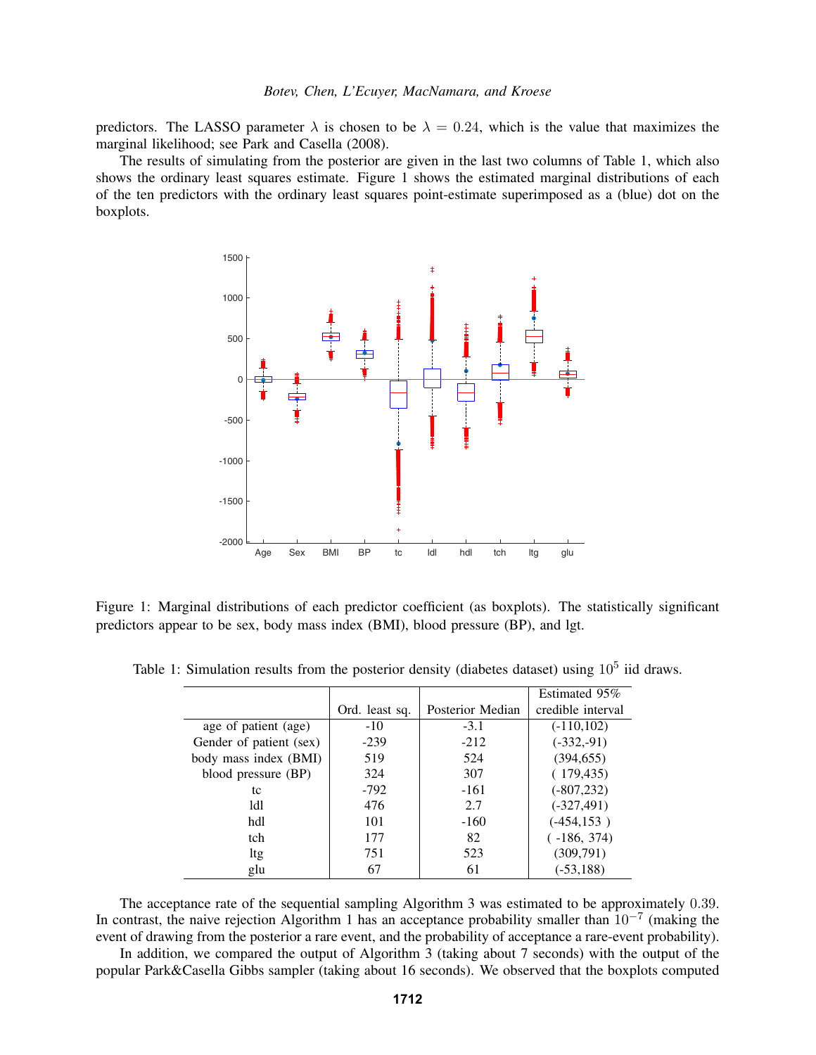predictors. The LASSO parameter $\lambda$ is chosen to be $\lambda = 0.24$, which is the value that maximizes the marginal likelihood; see Park and Casella (2008).

The results of simulating from the posterior are given in the last two columns of Table 1, which also shows the ordinary least squares estimate. Figure 1 shows the estimated marginal distributions of each of the ten predictors with the ordinary least squares point-estimate superimposed as a (blue) dot on the boxplots.

Figure 1: Marginal distributions of each predictor coefficient (as boxplots). The statistically significant predictors appear to be sex, body mass index (BMI), blood pressure (BP), and lgt.

Table 1: Simulation results from the posterior density (diabetes dataset) using $10^5$ iid draws.

| | Ord. least sq. | Posterior Median | Estimated 95% credible interval |
|---|---|---|---|
| age of patient (age) | -10 | -3.1 | (-110,102) |
| Gender of patient (sex) | -239 | -212 | (-332,-91) |
| body mass index (BMI) | 519 | 524 | (394,655) |
| blood pressure (BP) | 324 | 307 | ( 179,435) |
| tc | -792 | -161 | (-807,232) |
| ldl | 476 | 2.7 | (-327,491) |
| hdl | 101 | -160 | (-454,153 ) |
| tch | 177 | 82 | ( -186, 374) |
| ltg | 751 | 523 | (309,791) |
| glu | 67 | 61 | (-53,188) |

The acceptance rate of the sequential sampling Algorithm 3 was estimated to be approximately 0.39. In contrast, the naive rejection Algorithm 1 has an acceptance probability smaller than $10^{-7}$ (making the event of drawing from the posterior a rare event, and the probability of acceptance a rare-event probability).

In addition, we compared the output of Algorithm 3 (taking about 7 seconds) with the output of the popular Park&Casella Gibbs sampler (taking about 16 seconds). We observed that the boxplots computed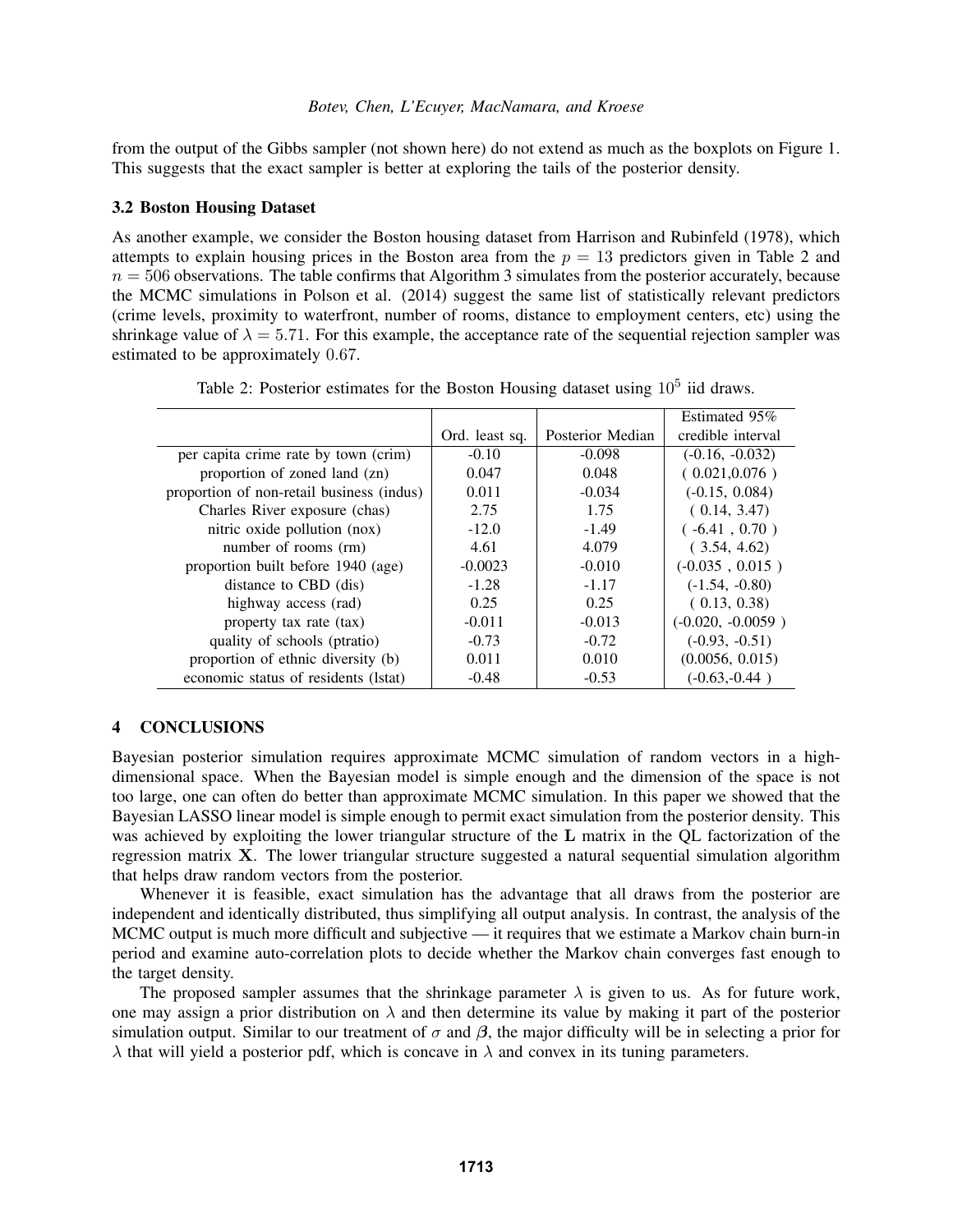from the output of the Gibbs sampler (not shown here) do not extend as much as the boxplots on Figure 1. This suggests that the exact sampler is better at exploring the tails of the posterior density.

### 3.2 Boston Housing Dataset

As another example, we consider the Boston housing dataset from Harrison and Rubinfeld (1978), which attempts to explain housing prices in the Boston area from the $p = 13$ predictors given in Table 2 and $n = 506$ observations. The table confirms that Algorithm 3 simulates from the posterior accurately, because the MCMC simulations in Polson et al. (2014) suggest the same list of statistically relevant predictors (crime levels, proximity to waterfront, number of rooms, distance to employment centers, etc) using the shrinkage value of $\lambda = 5.71$. For this example, the acceptance rate of the sequential rejection sampler was estimated to be approximately $0.67$.

Table 2: Posterior estimates for the Boston Housing dataset using $10^5$ iid draws.

| | Ord. least sq. | Posterior Median | Estimated 95% credible interval |
|---|---|---|---|
| per capita crime rate by town (crim) | -0.10 | -0.098 | (-0.16, -0.032) |
| proportion of zoned land (zn) | 0.047 | 0.048 | ( 0.021,0.076 ) |
| proportion of non-retail business (indus) | 0.011 | -0.034 | (-0.15, 0.084) |
| Charles River exposure (chas) | 2.75 | 1.75 | ( 0.14, 3.47) |
| nitric oxide pollution (nox) | -12.0 | -1.49 | ( -6.41 , 0.70 ) |
| number of rooms (rm) | 4.61 | 4.079 | ( 3.54, 4.62) |
| proportion built before 1940 (age) | -0.0023 | -0.010 | (-0.035 , 0.015 ) |
| distance to CBD (dis) | -1.28 | -1.17 | (-1.54, -0.80) |
| highway access (rad) | 0.25 | 0.25 | ( 0.13, 0.38) |
| property tax rate (tax) | -0.011 | -0.013 | (-0.020, -0.0059 ) |
| quality of schools (ptratio) | -0.73 | -0.72 | (-0.93, -0.51) |
| proportion of ethnic diversity (b) | 0.011 | 0.010 | (0.0056, 0.015) |
| economic status of residents (lstat) | -0.48 | -0.53 | (-0.63,-0.44 ) |

## 4 CONCLUSIONS

Bayesian posterior simulation requires approximate MCMC simulation of random vectors in a high-dimensional space. When the Bayesian model is simple enough and the dimension of the space is not too large, one can often do better than approximate MCMC simulation. In this paper we showed that the Bayesian LASSO linear model is simple enough to permit exact simulation from the posterior density. This was achieved by exploiting the lower triangular structure of the $\mathbf{L}$ matrix in the QL factorization of the regression matrix $\mathbf{X}$. The lower triangular structure suggested a natural sequential simulation algorithm that helps draw random vectors from the posterior.

Whenever it is feasible, exact simulation has the advantage that all draws from the posterior are independent and identically distributed, thus simplifying all output analysis. In contrast, the analysis of the MCMC output is much more difficult and subjective — it requires that we estimate a Markov chain burn-in period and examine auto-correlation plots to decide whether the Markov chain converges fast enough to the target density.

The proposed sampler assumes that the shrinkage parameter $\lambda$ is given to us. As for future work, one may assign a prior distribution on $\lambda$ and then determine its value by making it part of the posterior simulation output. Similar to our treatment of $\sigma$ and $\boldsymbol{\beta}$, the major difficulty will be in selecting a prior for $\lambda$ that will yield a posterior pdf, which is concave in $\lambda$ and convex in its tuning parameters.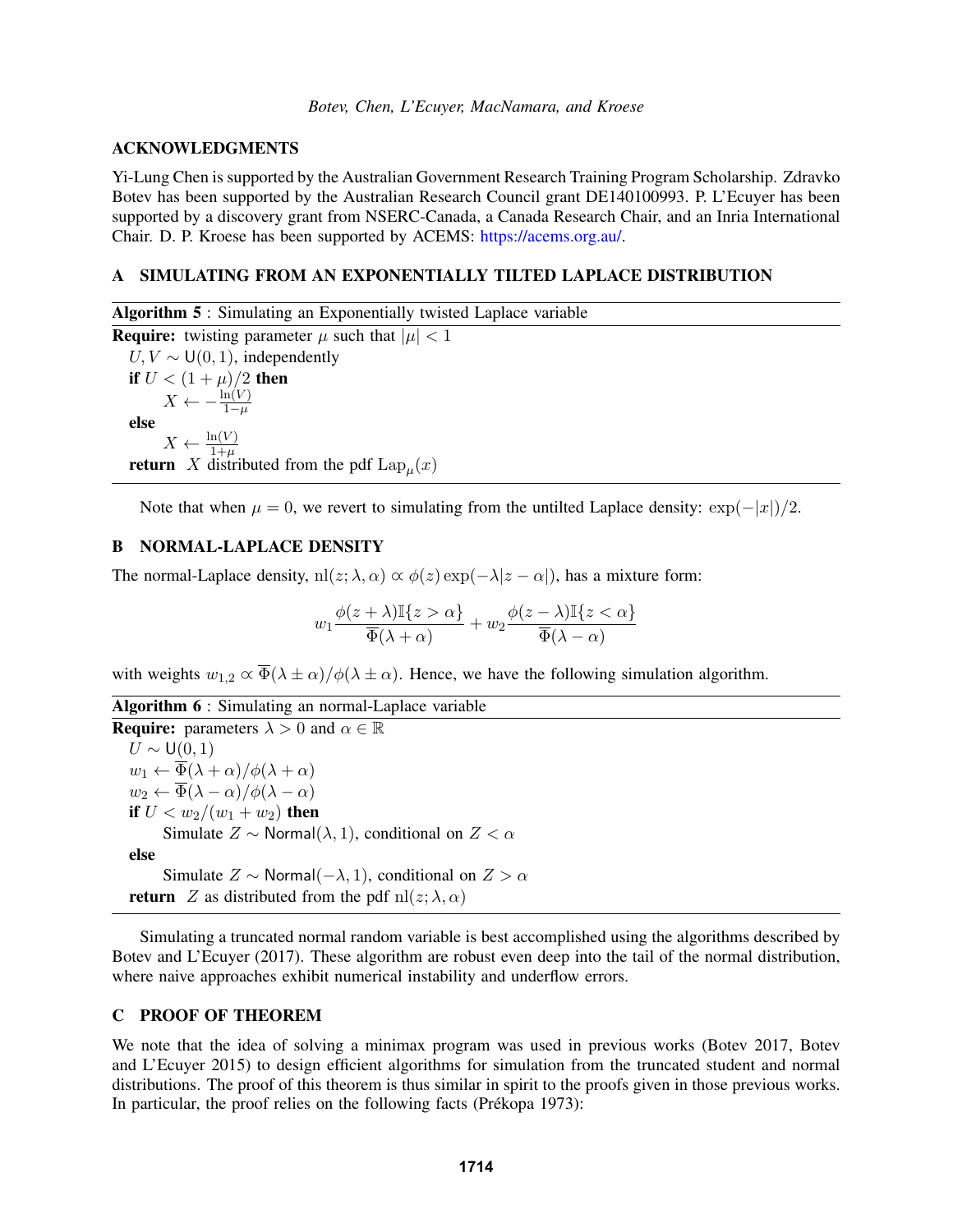## ACKNOWLEDGMENTS

Yi-Lung Chen is supported by the Australian Government Research Training Program Scholarship. Zdravko Botev has been supported by the Australian Research Council grant DE140100993. P. L'Ecuyer has been supported by a discovery grant from NSERC-Canada, a Canada Research Chair, and an Inria International Chair. D. P. Kroese has been supported by ACEMS: https://acems.org.au/.

## A SIMULATING FROM AN EXPONENTIALLY TILTED LAPLACE DISTRIBUTION

**Algorithm 5** : Simulating an Exponentially twisted Laplace variable

**Require:** twisting parameter $\mu$ such that $|\mu| < 1$
  $U, V \sim \mathsf{U}(0,1)$, independently
  **if** $U < (1+\mu)/2$ **then**
    $X \leftarrow -\frac{\ln(V)}{1-\mu}$
  **else**
    $X \leftarrow \frac{\ln(V)}{1+\mu}$
  **return** $X$ distributed from the pdf $\mathrm{Lap}_\mu(x)$

Note that when $\mu = 0$, we revert to simulating from the untilted Laplace density: $\exp(-|x|)/2$.

## B NORMAL-LAPLACE DENSITY

The normal-Laplace density, $\mathrm{nl}(z;\lambda,\alpha) \propto \phi(z)\exp(-\lambda|z-\alpha|)$, has a mixture form:

$$w_1 \frac{\phi(z+\lambda)\mathbb{I}\{z > \alpha\}}{\overline{\Phi}(\lambda+\alpha)} + w_2 \frac{\phi(z-\lambda)\mathbb{I}\{z < \alpha\}}{\overline{\Phi}(\lambda-\alpha)}$$

with weights $w_{1,2} \propto \overline{\Phi}(\lambda \pm \alpha)/\phi(\lambda \pm \alpha)$. Hence, we have the following simulation algorithm.

**Algorithm 6** : Simulating an normal-Laplace variable

**Require:** parameters $\lambda > 0$ and $\alpha \in \mathbb{R}$
  $U \sim \mathsf{U}(0,1)$
  $w_1 \leftarrow \overline{\Phi}(\lambda+\alpha)/\phi(\lambda+\alpha)$
  $w_2 \leftarrow \overline{\Phi}(\lambda-\alpha)/\phi(\lambda-\alpha)$
  **if** $U < w_2/(w_1+w_2)$ **then**
    Simulate $Z \sim \mathsf{Normal}(\lambda, 1)$, conditional on $Z < \alpha$
  **else**
    Simulate $Z \sim \mathsf{Normal}(-\lambda, 1)$, conditional on $Z > \alpha$
  **return** $Z$ as distributed from the pdf $\mathrm{nl}(z;\lambda,\alpha)$

Simulating a truncated normal random variable is best accomplished using the algorithms described by Botev and L'Ecuyer (2017). These algorithm are robust even deep into the tail of the normal distribution, where naive approaches exhibit numerical instability and underflow errors.

## C PROOF OF THEOREM

We note that the idea of solving a minimax program was used in previous works (Botev 2017, Botev and L'Ecuyer 2015) to design efficient algorithms for simulation from the truncated student and normal distributions. The proof of this theorem is thus similar in spirit to the proofs given in those previous works. In particular, the proof relies on the following facts (Prékopa 1973):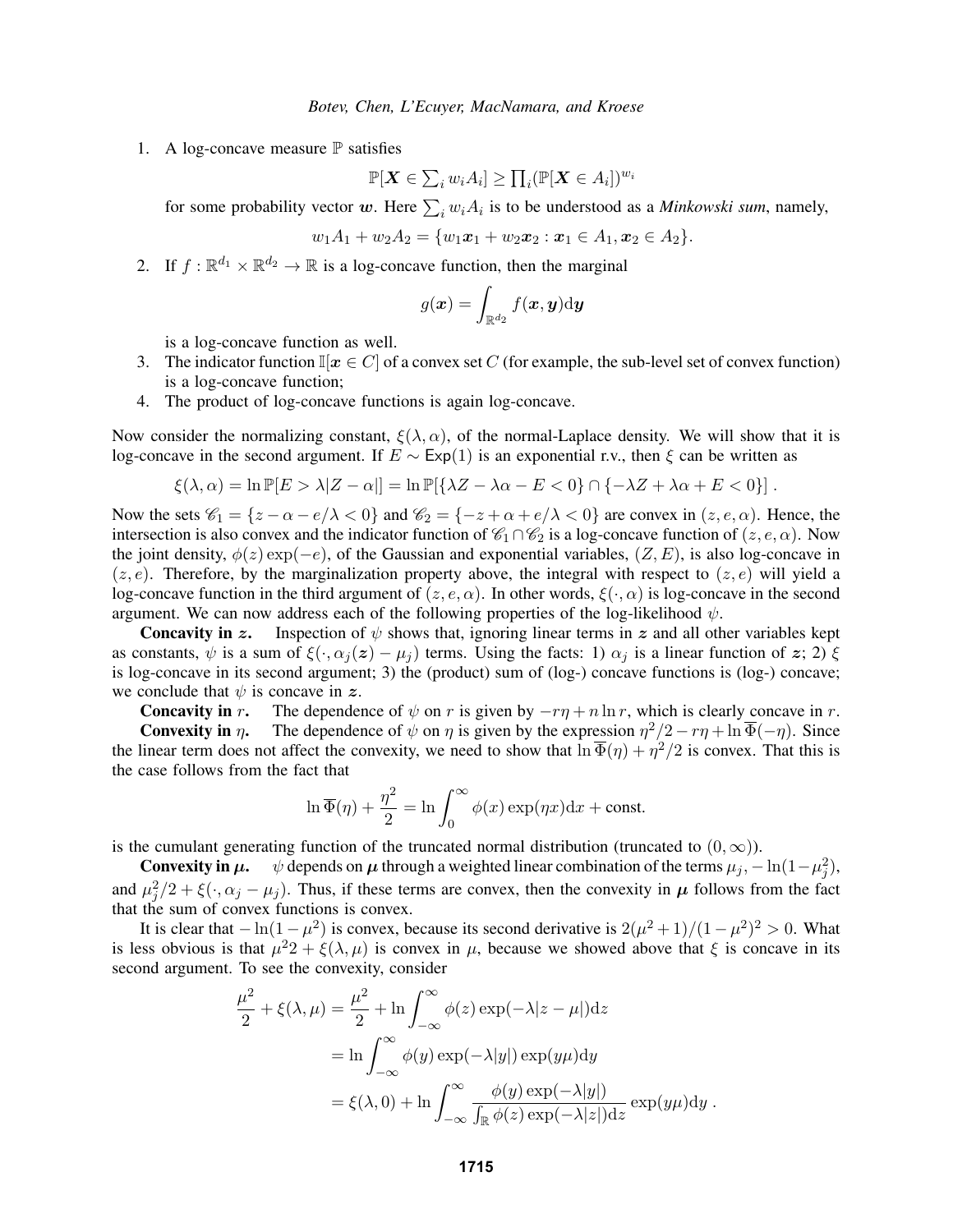1. A log-concave measure $\mathbb{P}$ satisfies

$$\mathbb{P}[\boldsymbol{X} \in \textstyle\sum_i w_i A_i] \geq \prod_i (\mathbb{P}[\boldsymbol{X} \in A_i])^{w_i}$$

   for some probability vector $\boldsymbol{w}$. Here $\sum_i w_i A_i$ is to be understood as a *Minkowski sum*, namely,

$$w_1 A_1 + w_2 A_2 = \{w_1 \boldsymbol{x}_1 + w_2 \boldsymbol{x}_2 : \boldsymbol{x}_1 \in A_1, \boldsymbol{x}_2 \in A_2\}.$$

2. If $f : \mathbb{R}^{d_1} \times \mathbb{R}^{d_2} \to \mathbb{R}$ is a log-concave function, then the marginal

$$g(\boldsymbol{x}) = \int_{\mathbb{R}^{d_2}} f(\boldsymbol{x}, \boldsymbol{y}) \mathrm{d}\boldsymbol{y}$$

   is a log-concave function as well.
3. The indicator function $\mathbb{I}[\boldsymbol{x} \in C]$ of a convex set $C$ (for example, the sub-level set of convex function) is a log-concave function;
4. The product of log-concave functions is again log-concave.

Now consider the normalizing constant, $\xi(\lambda, \alpha)$, of the normal-Laplace density. We will show that it is log-concave in the second argument. If $E \sim \mathsf{Exp}(1)$ is an exponential r.v., then $\xi$ can be written as

$$\xi(\lambda, \alpha) = \ln \mathbb{P}[E > \lambda |Z - \alpha|] = \ln \mathbb{P}[\{\lambda Z - \lambda\alpha - E < 0\} \cap \{-\lambda Z + \lambda\alpha + E < 0\}] \; .$$

Now the sets $\mathscr{C}_1 = \{z - \alpha - e/\lambda < 0\}$ and $\mathscr{C}_2 = \{-z + \alpha + e/\lambda < 0\}$ are convex in $(z, e, \alpha)$. Hence, the intersection is also convex and the indicator function of $\mathscr{C}_1 \cap \mathscr{C}_2$ is a log-concave function of $(z, e, \alpha)$. Now the joint density, $\phi(z)\exp(-e)$, of the Gaussian and exponential variables, $(Z, E)$, is also log-concave in $(z, e)$. Therefore, by the marginalization property above, the integral with respect to $(z, e)$ will yield a log-concave function in the third argument of $(z, e, \alpha)$. In other words, $\xi(\cdot, \alpha)$ is log-concave in the second argument. We can now address each of the following properties of the log-likelihood $\psi$.

**Concavity in $\boldsymbol{z}$.** Inspection of $\psi$ shows that, ignoring linear terms in $\boldsymbol{z}$ and all other variables kept as constants, $\psi$ is a sum of $\xi(\cdot, \alpha_j(\boldsymbol{z}) - \mu_j)$ terms. Using the facts: 1) $\alpha_j$ is a linear function of $\boldsymbol{z}$; 2) $\xi$ is log-concave in its second argument; 3) the (product) sum of (log-) concave functions is (log-) concave; we conclude that $\psi$ is concave in $\boldsymbol{z}$.

**Concavity in $r$.** The dependence of $\psi$ on $r$ is given by $-r\eta + n \ln r$, which is clearly concave in $r$.

**Convexity in $\eta$.** The dependence of $\psi$ on $\eta$ is given by the expression $\eta^2/2 - r\eta + \ln \overline{\Phi}(-\eta)$. Since the linear term does not affect the convexity, we need to show that $\ln \overline{\Phi}(\eta) + \eta^2/2$ is convex. That this is the case follows from the fact that

$$\ln \overline{\Phi}(\eta) + \frac{\eta^2}{2} = \ln \int_0^\infty \phi(x) \exp(\eta x) \mathrm{d}x + \text{const.}$$

is the cumulant generating function of the truncated normal distribution (truncated to $(0, \infty)$).

**Convexity in $\boldsymbol{\mu}$.** $\psi$ depends on $\boldsymbol{\mu}$ through a weighted linear combination of the terms $\mu_j$, $-\ln(1-\mu_j^2)$, and $\mu_j^2/2 + \xi(\cdot, \alpha_j - \mu_j)$. Thus, if these terms are convex, then the convexity in $\boldsymbol{\mu}$ follows from the fact that the sum of convex functions is convex.

It is clear that $-\ln(1-\mu^2)$ is convex, because its second derivative is $2(\mu^2+1)/(1-\mu^2)^2 > 0$. What is less obvious is that $\mu^2 2 + \xi(\lambda, \mu)$ is convex in $\mu$, because we showed above that $\xi$ is concave in its second argument. To see the convexity, consider

$$\begin{aligned}
\frac{\mu^2}{2} + \xi(\lambda, \mu) &= \frac{\mu^2}{2} + \ln \int_{-\infty}^{\infty} \phi(z) \exp(-\lambda |z - \mu|) \mathrm{d}z \\
&= \ln \int_{-\infty}^{\infty} \phi(y) \exp(-\lambda |y|) \exp(y\mu) \mathrm{d}y \\
&= \xi(\lambda, 0) + \ln \int_{-\infty}^{\infty} \frac{\phi(y) \exp(-\lambda |y|)}{\int_{\mathbb{R}} \phi(z) \exp(-\lambda |z|) \mathrm{d}z} \exp(y\mu) \mathrm{d}y \; .
\end{aligned}$$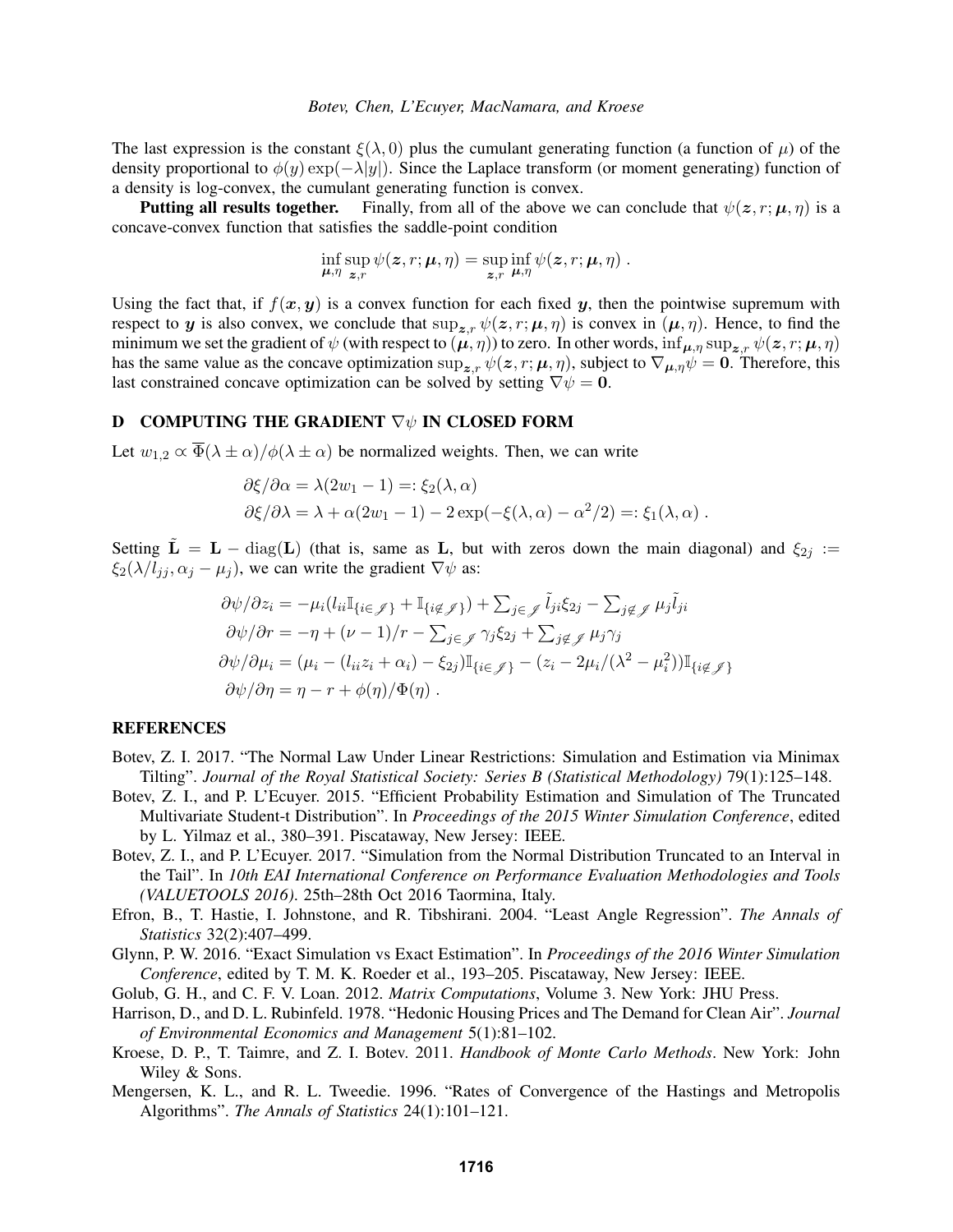The last expression is the constant $\xi(\lambda,0)$ plus the cumulant generating function (a function of $\mu$) of the density proportional to $\phi(y)\exp(-\lambda|y|)$. Since the Laplace transform (or moment generating) function of a density is log-convex, the cumulant generating function is convex.

**Putting all results together.** Finally, from all of the above we can conclude that $\psi(\boldsymbol{z},r;\boldsymbol{\mu},\eta)$ is a concave-convex function that satisfies the saddle-point condition

$$\inf_{\boldsymbol{\mu},\eta}\sup_{\boldsymbol{z},r}\psi(\boldsymbol{z},r;\boldsymbol{\mu},\eta)=\sup_{\boldsymbol{z},r}\inf_{\boldsymbol{\mu},\eta}\psi(\boldsymbol{z},r;\boldsymbol{\mu},\eta)\ .$$

Using the fact that, if $f(\boldsymbol{x},\boldsymbol{y})$ is a convex function for each fixed $\boldsymbol{y}$, then the pointwise supremum with respect to $\boldsymbol{y}$ is also convex, we conclude that $\sup_{\boldsymbol{z},r}\psi(\boldsymbol{z},r;\boldsymbol{\mu},\eta)$ is convex in $(\boldsymbol{\mu},\eta)$. Hence, to find the minimum we set the gradient of $\psi$ (with respect to $(\boldsymbol{\mu},\eta)$) to zero. In other words, $\inf_{\boldsymbol{\mu},\eta}\sup_{\boldsymbol{z},r}\psi(\boldsymbol{z},r;\boldsymbol{\mu},\eta)$ has the same value as the concave optimization $\sup_{\boldsymbol{z},r}\psi(\boldsymbol{z},r;\boldsymbol{\mu},\eta)$, subject to $\nabla_{\boldsymbol{\mu},\eta}\psi=\mathbf{0}$. Therefore, this last constrained concave optimization can be solved by setting $\nabla\psi=\mathbf{0}$.

## D COMPUTING THE GRADIENT $\nabla\psi$ IN CLOSED FORM

Let $w_{1,2}\propto\overline{\Phi}(\lambda\pm\alpha)/\phi(\lambda\pm\alpha)$ be normalized weights. Then, we can write

$$\begin{aligned}
\partial\xi/\partial\alpha &= \lambda(2w_1-1)=:\xi_2(\lambda,\alpha)\\
\partial\xi/\partial\lambda &= \lambda+\alpha(2w_1-1)-2\exp(-\xi(\lambda,\alpha)-\alpha^2/2)=:\xi_1(\lambda,\alpha)\ .
\end{aligned}$$

Setting $\tilde{\mathbf{L}}=\mathbf{L}-\operatorname{diag}(\mathbf{L})$ (that is, same as $\mathbf{L}$, but with zeros down the main diagonal) and $\xi_{2j}:=\xi_2(\lambda/l_{jj},\alpha_j-\mu_j)$, we can write the gradient $\nabla\psi$ as:

$$\begin{aligned}
\partial\psi/\partial z_i &= -\mu_i(l_{ii}\mathbb{I}_{\{i\in\mathscr{J}\}}+\mathbb{I}_{\{i\notin\mathscr{J}\}})+\textstyle\sum_{j\in\mathscr{J}}\tilde{l}_{ji}\xi_{2j}-\sum_{j\notin\mathscr{J}}\mu_j\tilde{l}_{ji}\\
\partial\psi/\partial r &= -\eta+(\nu-1)/r-\textstyle\sum_{j\in\mathscr{J}}\gamma_j\xi_{2j}+\sum_{j\notin\mathscr{J}}\mu_j\gamma_j\\
\partial\psi/\partial\mu_i &= (\mu_i-(l_{ii}z_i+\alpha_i)-\xi_{2j})\mathbb{I}_{\{i\in\mathscr{J}\}}-(z_i-2\mu_i/(\lambda^2-\mu_i^2))\mathbb{I}_{\{i\notin\mathscr{J}\}}\\
\partial\psi/\partial\eta &= \eta-r+\phi(\eta)/\Phi(\eta)\ .
\end{aligned}$$

## REFERENCES

Botev, Z. I. 2017. "The Normal Law Under Linear Restrictions: Simulation and Estimation via Minimax Tilting". *Journal of the Royal Statistical Society: Series B (Statistical Methodology)* 79(1):125–148.

Botev, Z. I., and P. L'Ecuyer. 2015. "Efficient Probability Estimation and Simulation of The Truncated Multivariate Student-t Distribution". In *Proceedings of the 2015 Winter Simulation Conference*, edited by L. Yilmaz et al., 380–391. Piscataway, New Jersey: IEEE.

Botev, Z. I., and P. L'Ecuyer. 2017. "Simulation from the Normal Distribution Truncated to an Interval in the Tail". In *10th EAI International Conference on Performance Evaluation Methodologies and Tools (VALUETOOLS 2016)*. 25th–28th Oct 2016 Taormina, Italy.

Efron, B., T. Hastie, I. Johnstone, and R. Tibshirani. 2004. "Least Angle Regression". *The Annals of Statistics* 32(2):407–499.

Glynn, P. W. 2016. "Exact Simulation vs Exact Estimation". In *Proceedings of the 2016 Winter Simulation Conference*, edited by T. M. K. Roeder et al., 193–205. Piscataway, New Jersey: IEEE.

Golub, G. H., and C. F. V. Loan. 2012. *Matrix Computations*, Volume 3. New York: JHU Press.

Harrison, D., and D. L. Rubinfeld. 1978. "Hedonic Housing Prices and The Demand for Clean Air". *Journal of Environmental Economics and Management* 5(1):81–102.

Kroese, D. P., T. Taimre, and Z. I. Botev. 2011. *Handbook of Monte Carlo Methods*. New York: John Wiley & Sons.

Mengersen, K. L., and R. L. Tweedie. 1996. "Rates of Convergence of the Hastings and Metropolis Algorithms". *The Annals of Statistics* 24(1):101–121.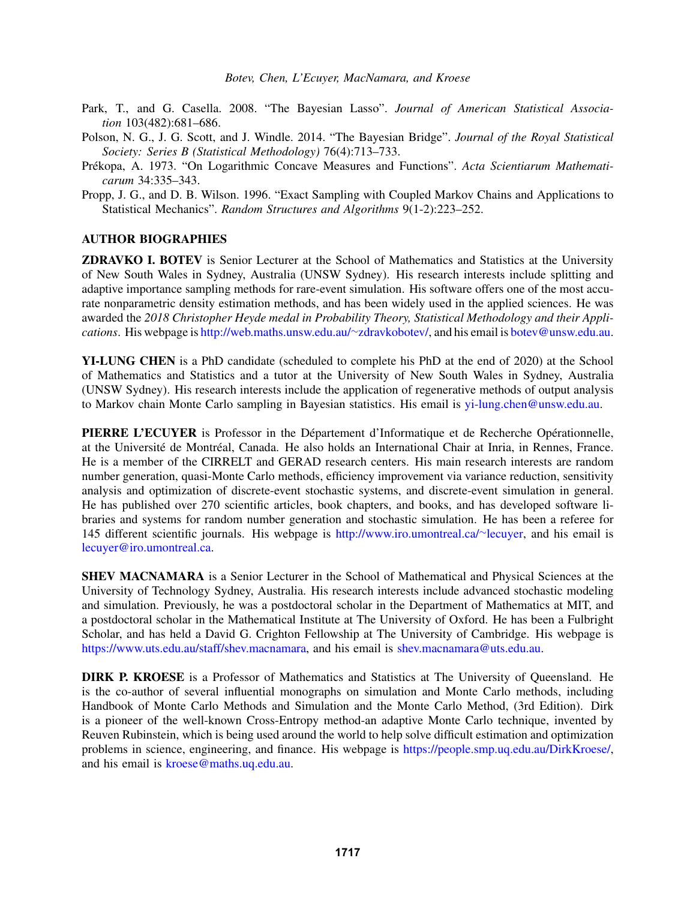Park, T., and G. Casella. 2008. "The Bayesian Lasso". *Journal of American Statistical Association* 103(482):681–686.

Polson, N. G., J. G. Scott, and J. Windle. 2014. "The Bayesian Bridge". *Journal of the Royal Statistical Society: Series B (Statistical Methodology)* 76(4):713–733.

Prékopa, A. 1973. "On Logarithmic Concave Measures and Functions". *Acta Scientiarum Mathematicarum* 34:335–343.

Propp, J. G., and D. B. Wilson. 1996. "Exact Sampling with Coupled Markov Chains and Applications to Statistical Mechanics". *Random Structures and Algorithms* 9(1-2):223–252.

## AUTHOR BIOGRAPHIES

**ZDRAVKO I. BOTEV** is Senior Lecturer at the School of Mathematics and Statistics at the University of New South Wales in Sydney, Australia (UNSW Sydney). His research interests include splitting and adaptive importance sampling methods for rare-event simulation. His software offers one of the most accurate nonparametric density estimation methods, and has been widely used in the applied sciences. He was awarded the *2018 Christopher Heyde medal in Probability Theory, Statistical Methodology and their Applications*. His webpage is http://web.maths.unsw.edu.au/~zdravkobotev/, and his email is botev@unsw.edu.au.

**YI-LUNG CHEN** is a PhD candidate (scheduled to complete his PhD at the end of 2020) at the School of Mathematics and Statistics and a tutor at the University of New South Wales in Sydney, Australia (UNSW Sydney). His research interests include the application of regenerative methods of output analysis to Markov chain Monte Carlo sampling in Bayesian statistics. His email is yi-lung.chen@unsw.edu.au.

**PIERRE L'ECUYER** is Professor in the Département d'Informatique et de Recherche Opérationnelle, at the Université de Montréal, Canada. He also holds an International Chair at Inria, in Rennes, France. He is a member of the CIRRELT and GERAD research centers. His main research interests are random number generation, quasi-Monte Carlo methods, efficiency improvement via variance reduction, sensitivity analysis and optimization of discrete-event stochastic systems, and discrete-event simulation in general. He has published over 270 scientific articles, book chapters, and books, and has developed software libraries and systems for random number generation and stochastic simulation. He has been a referee for 145 different scientific journals. His webpage is http://www.iro.umontreal.ca/~lecuyer, and his email is lecuyer@iro.umontreal.ca.

**SHEV MACNAMARA** is a Senior Lecturer in the School of Mathematical and Physical Sciences at the University of Technology Sydney, Australia. His research interests include advanced stochastic modeling and simulation. Previously, he was a postdoctoral scholar in the Department of Mathematics at MIT, and a postdoctoral scholar in the Mathematical Institute at The University of Oxford. He has been a Fulbright Scholar, and has held a David G. Crighton Fellowship at The University of Cambridge. His webpage is https://www.uts.edu.au/staff/shev.macnamara, and his email is shev.macnamara@uts.edu.au.

**DIRK P. KROESE** is a Professor of Mathematics and Statistics at The University of Queensland. He is the co-author of several influential monographs on simulation and Monte Carlo methods, including Handbook of Monte Carlo Methods and Simulation and the Monte Carlo Method, (3rd Edition). Dirk is a pioneer of the well-known Cross-Entropy method-an adaptive Monte Carlo technique, invented by Reuven Rubinstein, which is being used around the world to help solve difficult estimation and optimization problems in science, engineering, and finance. His webpage is https://people.smp.uq.edu.au/DirkKroese/, and his email is kroese@maths.uq.edu.au.